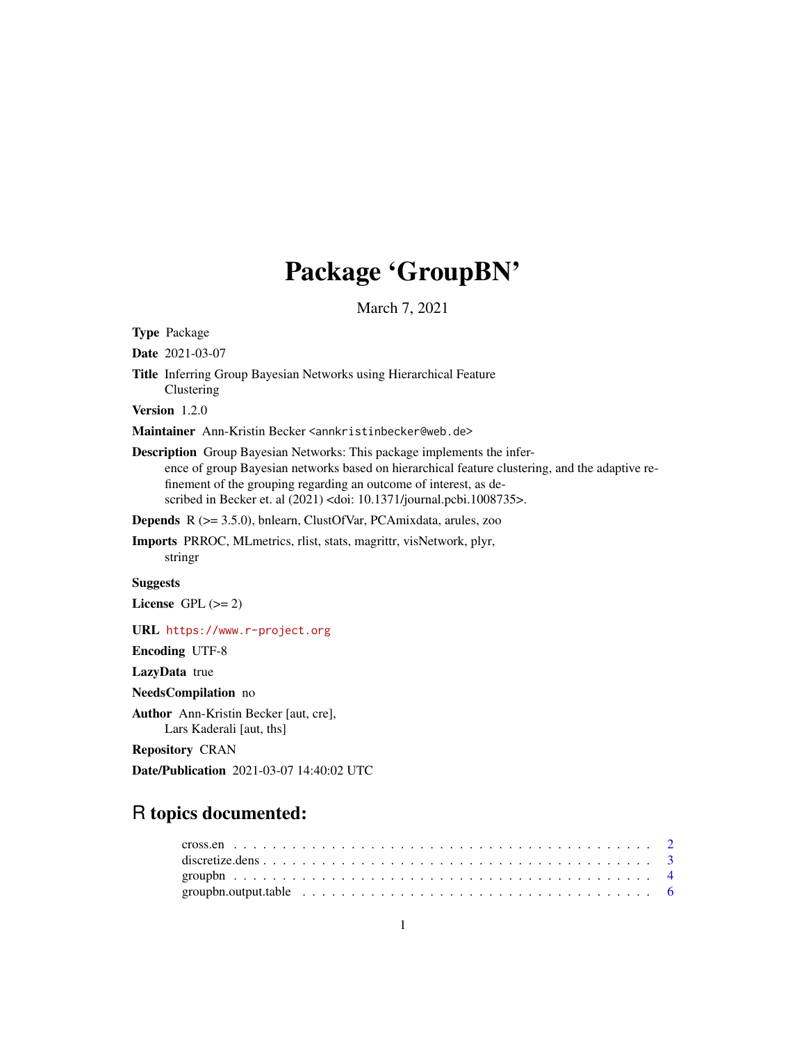# Package 'GroupBN'

March 7, 2021

**Type** Package

**Date** 2021-03-07

**Title** Inferring Group Bayesian Networks using Hierarchical Feature Clustering

**Version** 1.2.0

**Maintainer** Ann-Kristin Becker <annkristinbecker@web.de>

**Description** Group Bayesian Networks: This package implements the inference of group Bayesian networks based on hierarchical feature clustering, and the adaptive refinement of the grouping regarding an outcome of interest, as described in Becker et. al (2021) <doi: 10.1371/journal.pcbi.1008735>.

**Depends** R (>= 3.5.0), bnlearn, ClustOfVar, PCAmixdata, arules, zoo

**Imports** PRROC, MLmetrics, rlist, stats, magrittr, visNetwork, plyr, stringr

**Suggests**

**License** GPL (>= 2)

**URL** https://www.r-project.org

**Encoding** UTF-8

**LazyData** true

**NeedsCompilation** no

**Author** Ann-Kristin Becker [aut, cre], Lars Kaderali [aut, ths]

**Repository** CRAN

**Date/Publication** 2021-03-07 14:40:02 UTC

## R topics documented:

| | |
|---|---|
| cross.en | 2 |
| discretize.dens | 3 |
| groupbn | 4 |
| groupbn.output.table | 6 |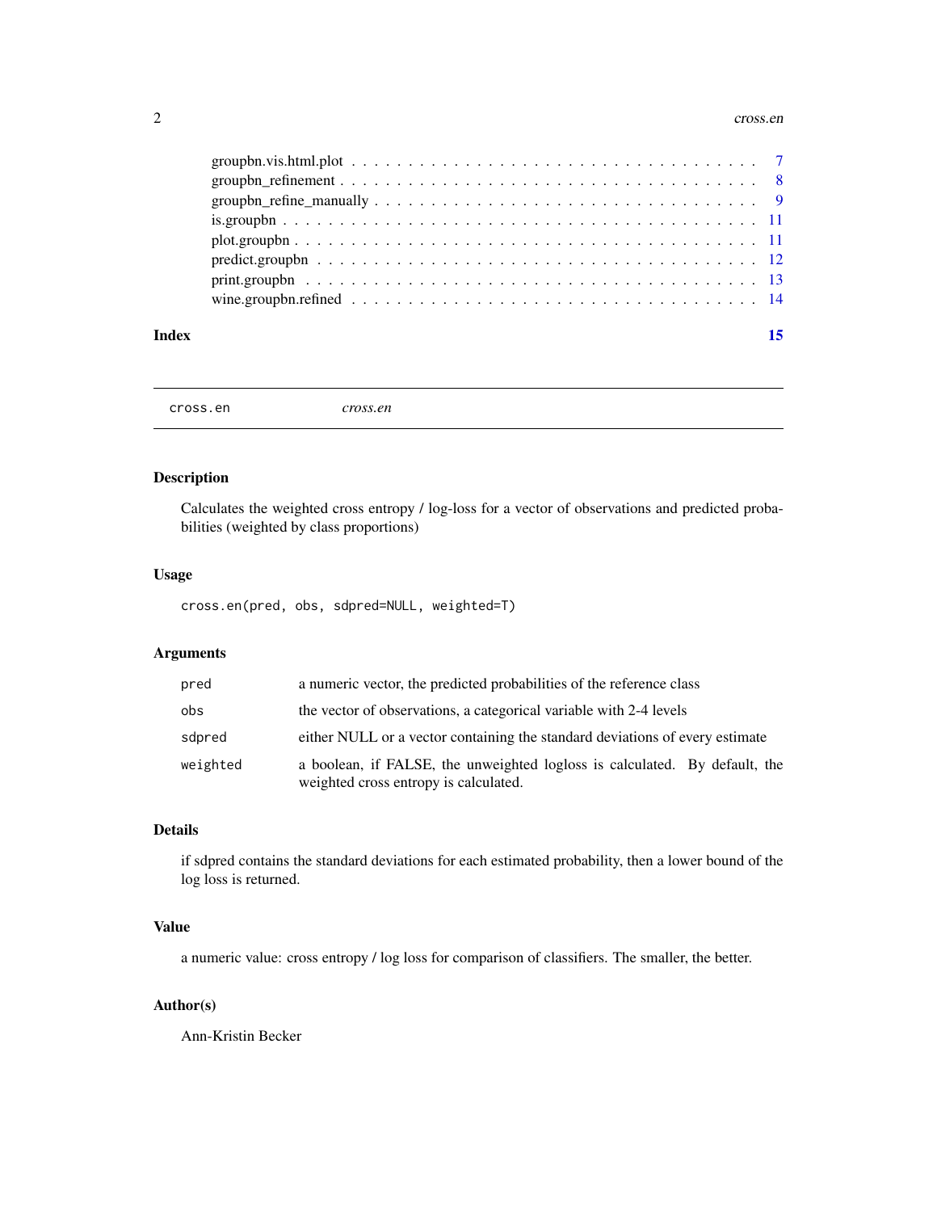groupbn.vis.html.plot . . . . . . . . . . . . . . . . . . . . . . . . . . . . . . . . . . 7
groupbn_refinement . . . . . . . . . . . . . . . . . . . . . . . . . . . . . . . . . . . 8
groupbn_refine_manually . . . . . . . . . . . . . . . . . . . . . . . . . . . . . . . . 9
is.groupbn . . . . . . . . . . . . . . . . . . . . . . . . . . . . . . . . . . . . . . . 11
plot.groupbn . . . . . . . . . . . . . . . . . . . . . . . . . . . . . . . . . . . . . . 11
predict.groupbn . . . . . . . . . . . . . . . . . . . . . . . . . . . . . . . . . . . . 12
print.groupbn . . . . . . . . . . . . . . . . . . . . . . . . . . . . . . . . . . . . . 13
wine.groupbn.refined . . . . . . . . . . . . . . . . . . . . . . . . . . . . . . . . . . 14

**Index** 15

---

`cross.en` *cross.en*

---

## Description

Calculates the weighted cross entropy / log-loss for a vector of observations and predicted probabilities (weighted by class proportions)

## Usage

```
cross.en(pred, obs, sdpred=NULL, weighted=T)
```

## Arguments

| | |
|---|---|
| `pred` | a numeric vector, the predicted probabilities of the reference class |
| `obs` | the vector of observations, a categorical variable with 2-4 levels |
| `sdpred` | either NULL or a vector containing the standard deviations of every estimate |
| `weighted` | a boolean, if FALSE, the unweighted logloss is calculated. By default, the weighted cross entropy is calculated. |

## Details

if sdpred contains the standard deviations for each estimated probability, then a lower bound of the log loss is returned.

## Value

a numeric value: cross entropy / log loss for comparison of classifiers. The smaller, the better.

## Author(s)

Ann-Kristin Becker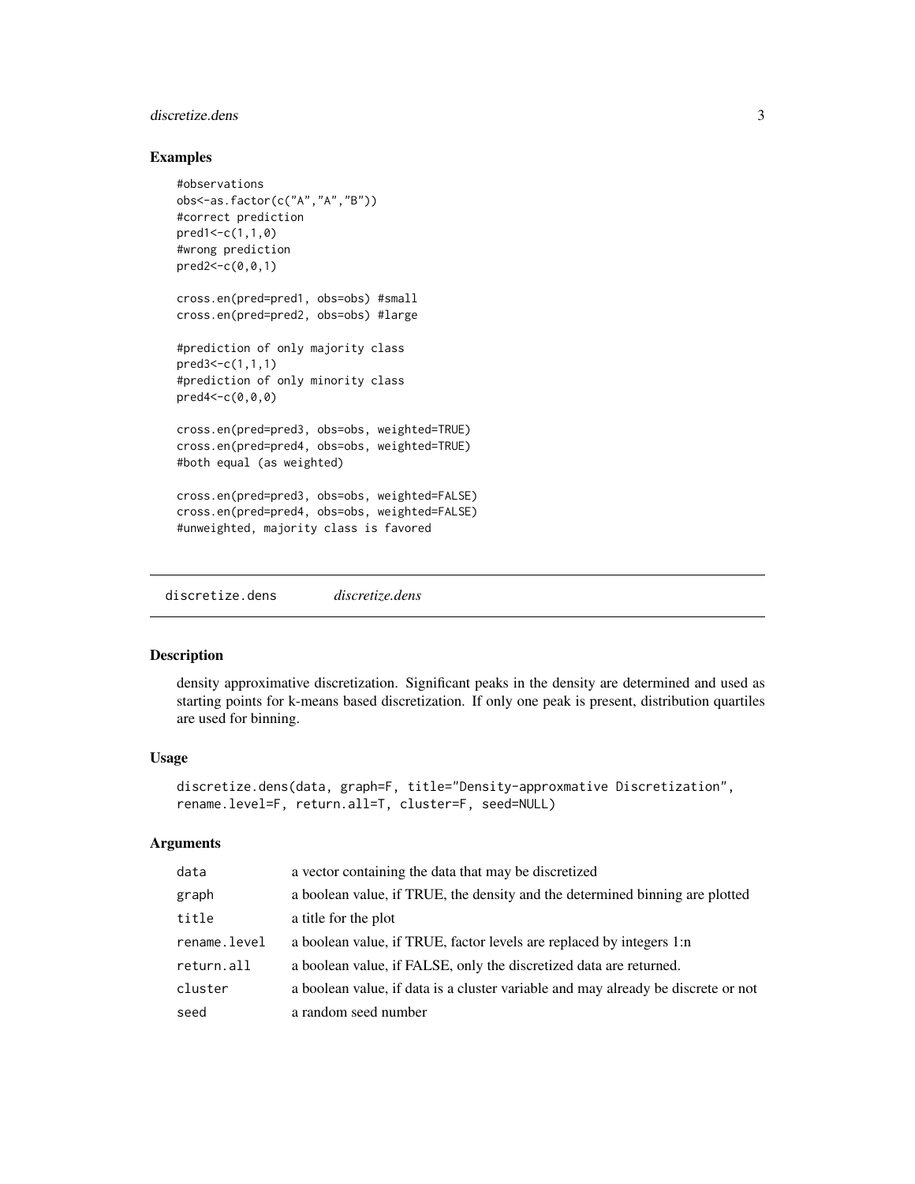## Examples

```
#observations
obs<-as.factor(c("A","A","B"))
#correct prediction
pred1<-c(1,1,0)
#wrong prediction
pred2<-c(0,0,1)

cross.en(pred=pred1, obs=obs) #small
cross.en(pred=pred2, obs=obs) #large

#prediction of only majority class
pred3<-c(1,1,1)
#prediction of only minority class
pred4<-c(0,0,0)

cross.en(pred=pred3, obs=obs, weighted=TRUE)
cross.en(pred=pred4, obs=obs, weighted=TRUE)
#both equal (as weighted)

cross.en(pred=pred3, obs=obs, weighted=FALSE)
cross.en(pred=pred4, obs=obs, weighted=FALSE)
#unweighted, majority class is favored
```

---

# discretize.dens *discretize.dens*

## Description

density approximative discretization. Significant peaks in the density are determined and used as starting points for k-means based discretization. If only one peak is present, distribution quartiles are used for binning.

## Usage

```
discretize.dens(data, graph=F, title="Density-approxmative Discretization",
rename.level=F, return.all=T, cluster=F, seed=NULL)
```

## Arguments

| | |
|---|---|
| data | a vector containing the data that may be discretized |
| graph | a boolean value, if TRUE, the density and the determined binning are plotted |
| title | a title for the plot |
| rename.level | a boolean value, if TRUE, factor levels are replaced by integers 1:n |
| return.all | a boolean value, if FALSE, only the discretized data are returned. |
| cluster | a boolean value, if data is a cluster variable and may already be discrete or not |
| seed | a random seed number |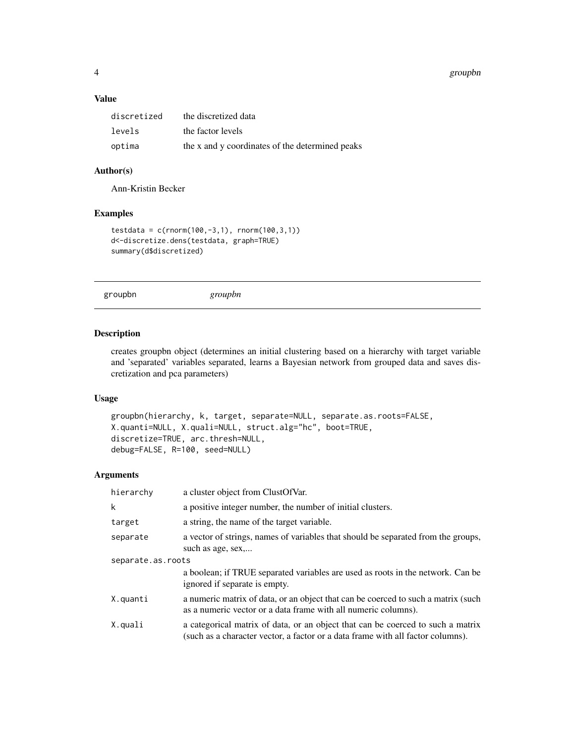## Value

| | |
|---|---|
| discretized | the discretized data |
| levels | the factor levels |
| optima | the x and y coordinates of the determined peaks |

## Author(s)

Ann-Kristin Becker

## Examples

```
testdata = c(rnorm(100,-3,1), rnorm(100,3,1))
d<-discretize.dens(testdata, graph=TRUE)
summary(d$discretized)
```

---

# groupbn *groupbn*

## Description

creates groupbn object (determines an initial clustering based on a hierarchy with target variable and 'separated' variables separated, learns a Bayesian network from grouped data and saves discretization and pca parameters)

## Usage

```
groupbn(hierarchy, k, target, separate=NULL, separate.as.roots=FALSE,
X.quanti=NULL, X.quali=NULL, struct.alg="hc", boot=TRUE,
discretize=TRUE, arc.thresh=NULL,
debug=FALSE, R=100, seed=NULL)
```

## Arguments

| | |
|---|---|
| hierarchy | a cluster object from ClustOfVar. |
| k | a positive integer number, the number of initial clusters. |
| target | a string, the name of the target variable. |
| separate | a vector of strings, names of variables that should be separated from the groups, such as age, sex,... |
| separate.as.roots | a boolean; if TRUE separated variables are used as roots in the network. Can be ignored if separate is empty. |
| X.quanti | a numeric matrix of data, or an object that can be coerced to such a matrix (such as a numeric vector or a data frame with all numeric columns). |
| X.quali | a categorical matrix of data, or an object that can be coerced to such a matrix (such as a character vector, a factor or a data frame with all factor columns). |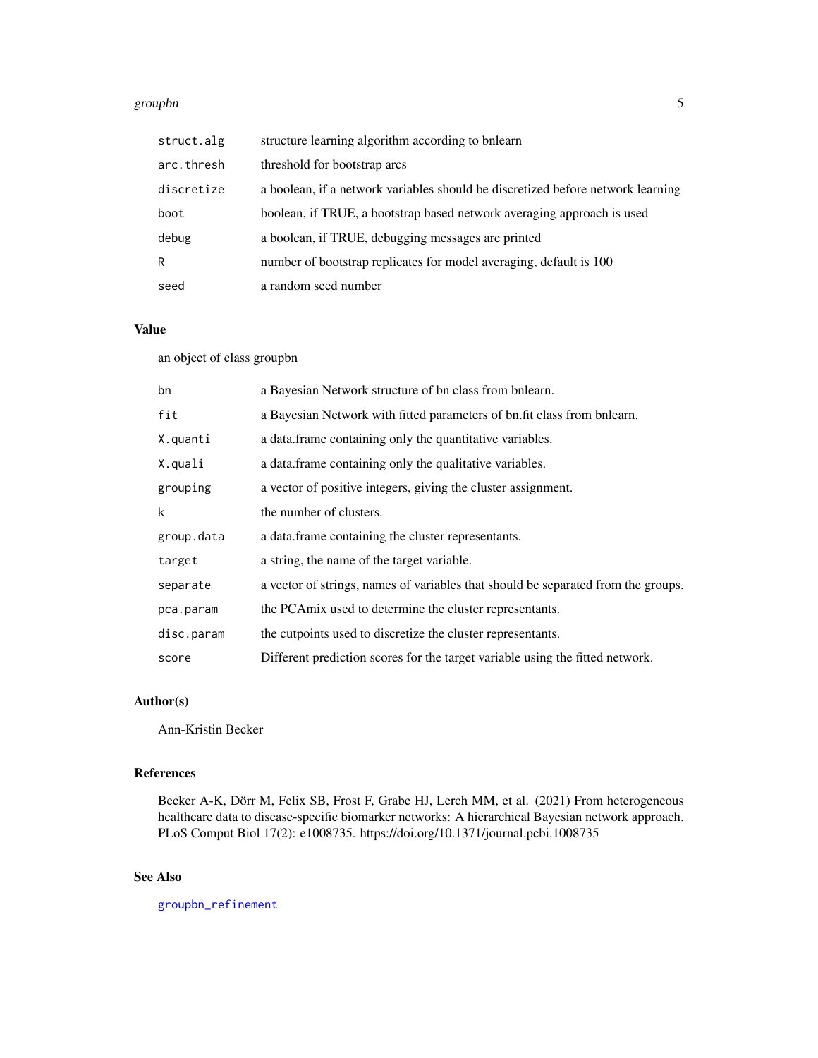| | |
|---|---|
| `struct.alg` | structure learning algorithm according to bnlearn |
| `arc.thresh` | threshold for bootstrap arcs |
| `discretize` | a boolean, if a network variables should be discretized before network learning |
| `boot` | boolean, if TRUE, a bootstrap based network averaging approach is used |
| `debug` | a boolean, if TRUE, debugging messages are printed |
| `R` | number of bootstrap replicates for model averaging, default is 100 |
| `seed` | a random seed number |

## Value

an object of class groupbn

| | |
|---|---|
| `bn` | a Bayesian Network structure of bn class from bnlearn. |
| `fit` | a Bayesian Network with fitted parameters of bn.fit class from bnlearn. |
| `X.quanti` | a data.frame containing only the quantitative variables. |
| `X.quali` | a data.frame containing only the qualitative variables. |
| `grouping` | a vector of positive integers, giving the cluster assignment. |
| `k` | the number of clusters. |
| `group.data` | a data.frame containing the cluster representants. |
| `target` | a string, the name of the target variable. |
| `separate` | a vector of strings, names of variables that should be separated from the groups. |
| `pca.param` | the PCAmix used to determine the cluster representants. |
| `disc.param` | the cutpoints used to discretize the cluster representants. |
| `score` | Different prediction scores for the target variable using the fitted network. |

## Author(s)

Ann-Kristin Becker

## References

Becker A-K, Dörr M, Felix SB, Frost F, Grabe HJ, Lerch MM, et al. (2021) From heterogeneous healthcare data to disease-specific biomarker networks: A hierarchical Bayesian network approach. PLoS Comput Biol 17(2): e1008735. https://doi.org/10.1371/journal.pcbi.1008735

## See Also

`groupbn_refinement`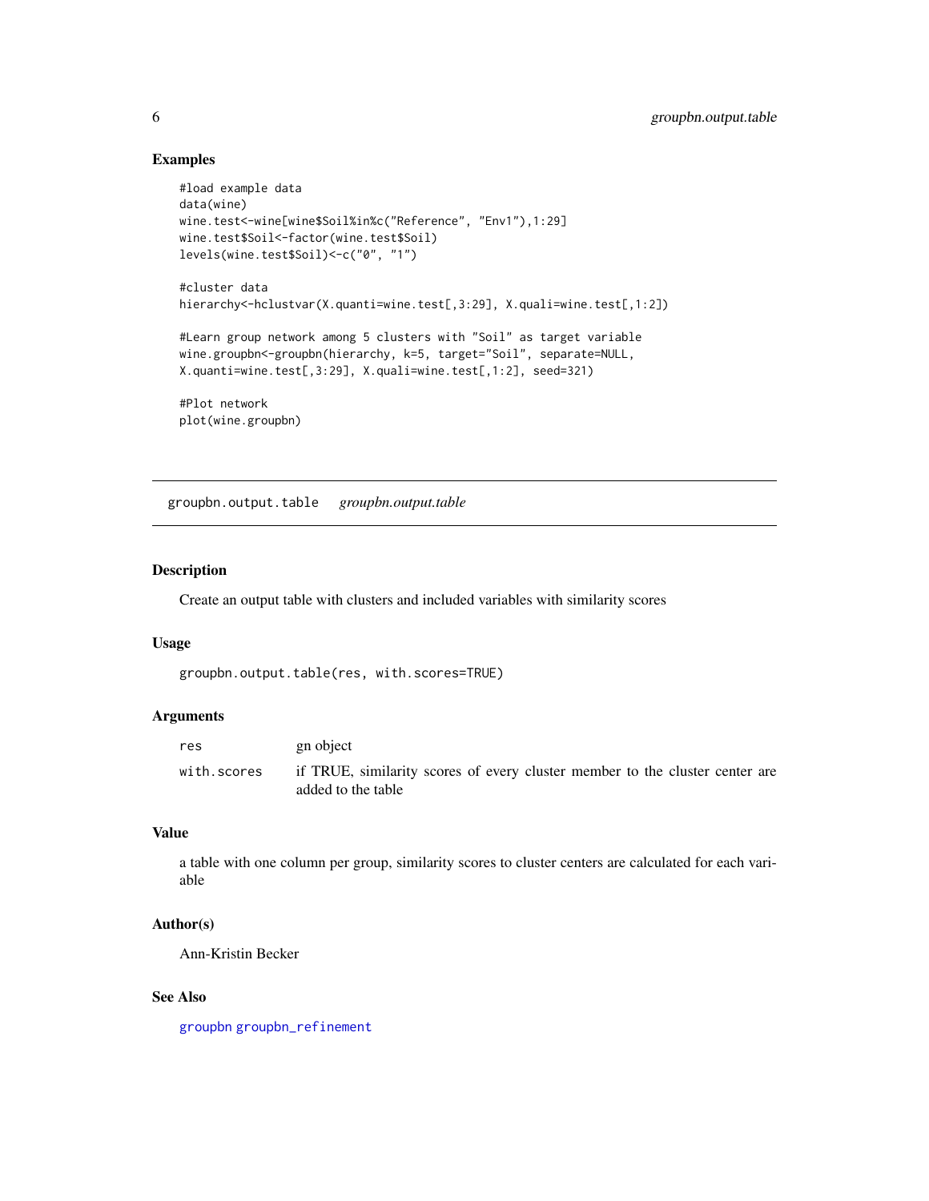### Examples

```
#load example data
data(wine)
wine.test<-wine[wine$Soil%in%c("Reference", "Env1"),1:29]
wine.test$Soil<-factor(wine.test$Soil)
levels(wine.test$Soil)<-c("0", "1")

#cluster data
hierarchy<-hclustvar(X.quanti=wine.test[,3:29], X.quali=wine.test[,1:2])

#Learn group network among 5 clusters with "Soil" as target variable
wine.groupbn<-groupbn(hierarchy, k=5, target="Soil", separate=NULL,
X.quanti=wine.test[,3:29], X.quali=wine.test[,1:2], seed=321)

#Plot network
plot(wine.groupbn)
```

---

## groupbn.output.table    *groupbn.output.table*

---

### Description

Create an output table with clusters and included variables with similarity scores

### Usage

```
groupbn.output.table(res, with.scores=TRUE)
```

### Arguments

| | |
|---|---|
| res | gn object |
| with.scores | if TRUE, similarity scores of every cluster member to the cluster center are added to the table |

### Value

a table with one column per group, similarity scores to cluster centers are calculated for each variable

### Author(s)

Ann-Kristin Becker

### See Also

groupbn groupbn_refinement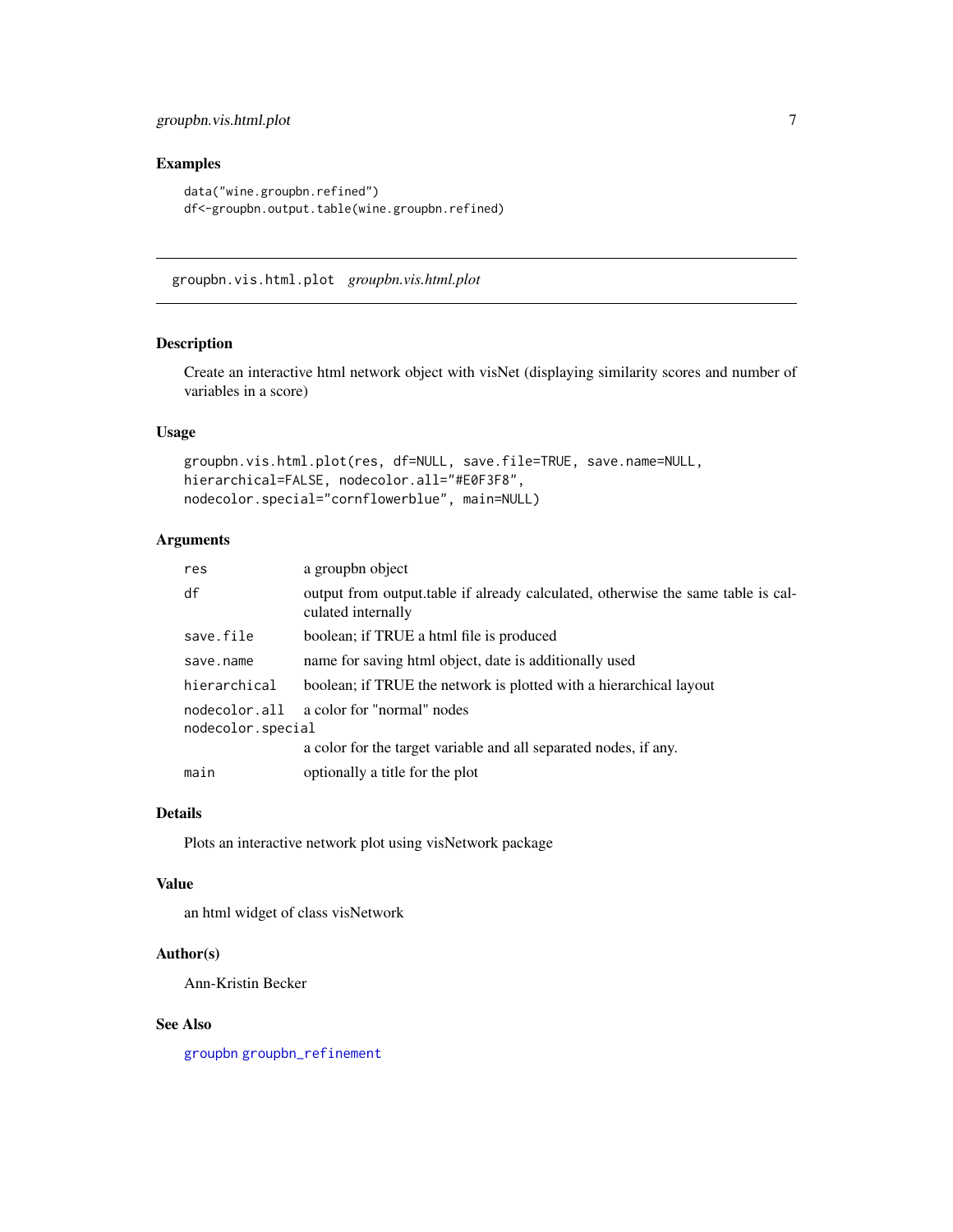### Examples

```
data("wine.groupbn.refined")
df<-groupbn.output.table(wine.groupbn.refined)
```

---

## groupbn.vis.html.plot *groupbn.vis.html.plot*

---

### Description

Create an interactive html network object with visNet (displaying similarity scores and number of variables in a score)

### Usage

```
groupbn.vis.html.plot(res, df=NULL, save.file=TRUE, save.name=NULL,
hierarchical=FALSE, nodecolor.all="#E0F3F8",
nodecolor.special="cornflowerblue", main=NULL)
```

### Arguments

| | |
|---|---|
| `res` | a groupbn object |
| `df` | output from output.table if already calculated, otherwise the same table is calculated internally |
| `save.file` | boolean; if TRUE a html file is produced |
| `save.name` | name for saving html object, date is additionally used |
| `hierarchical` | boolean; if TRUE the network is plotted with a hierarchical layout |
| `nodecolor.all` | a color for "normal" nodes |
| `nodecolor.special` | a color for the target variable and all separated nodes, if any. |
| `main` | optionally a title for the plot |

### Details

Plots an interactive network plot using visNetwork package

### Value

an html widget of class visNetwork

### Author(s)

Ann-Kristin Becker

### See Also

`groupbn` `groupbn_refinement`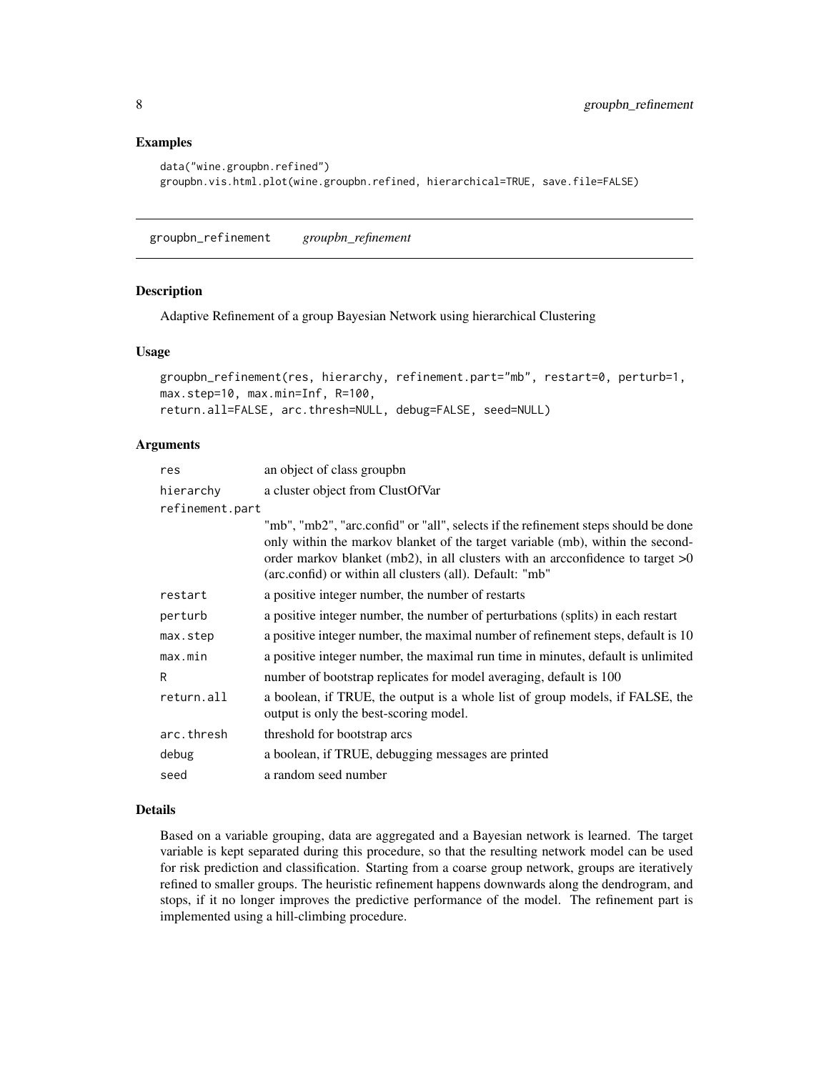### Examples

```
data("wine.groupbn.refined")
groupbn.vis.html.plot(wine.groupbn.refined, hierarchical=TRUE, save.file=FALSE)
```

---

## groupbn_refinement    *groupbn_refinement*

### Description

Adaptive Refinement of a group Bayesian Network using hierarchical Clustering

### Usage

```
groupbn_refinement(res, hierarchy, refinement.part="mb", restart=0, perturb=1,
max.step=10, max.min=Inf, R=100,
return.all=FALSE, arc.thresh=NULL, debug=FALSE, seed=NULL)
```

### Arguments

| | |
|---|---|
| res | an object of class groupbn |
| hierarchy | a cluster object from ClustOfVar |
| refinement.part | "mb", "mb2", "arc.confid" or "all", selects if the refinement steps should be done only within the markov blanket of the target variable (mb), within the second-order markov blanket (mb2), in all clusters with an arcconfidence to target >0 (arc.confid) or within all clusters (all). Default: "mb" |
| restart | a positive integer number, the number of restarts |
| perturb | a positive integer number, the number of perturbations (splits) in each restart |
| max.step | a positive integer number, the maximal number of refinement steps, default is 10 |
| max.min | a positive integer number, the maximal run time in minutes, default is unlimited |
| R | number of bootstrap replicates for model averaging, default is 100 |
| return.all | a boolean, if TRUE, the output is a whole list of group models, if FALSE, the output is only the best-scoring model. |
| arc.thresh | threshold for bootstrap arcs |
| debug | a boolean, if TRUE, debugging messages are printed |
| seed | a random seed number |

### Details

Based on a variable grouping, data are aggregated and a Bayesian network is learned. The target variable is kept separated during this procedure, so that the resulting network model can be used for risk prediction and classification. Starting from a coarse group network, groups are iteratively refined to smaller groups. The heuristic refinement happens downwards along the dendrogram, and stops, if it no longer improves the predictive performance of the model. The refinement part is implemented using a hill-climbing procedure.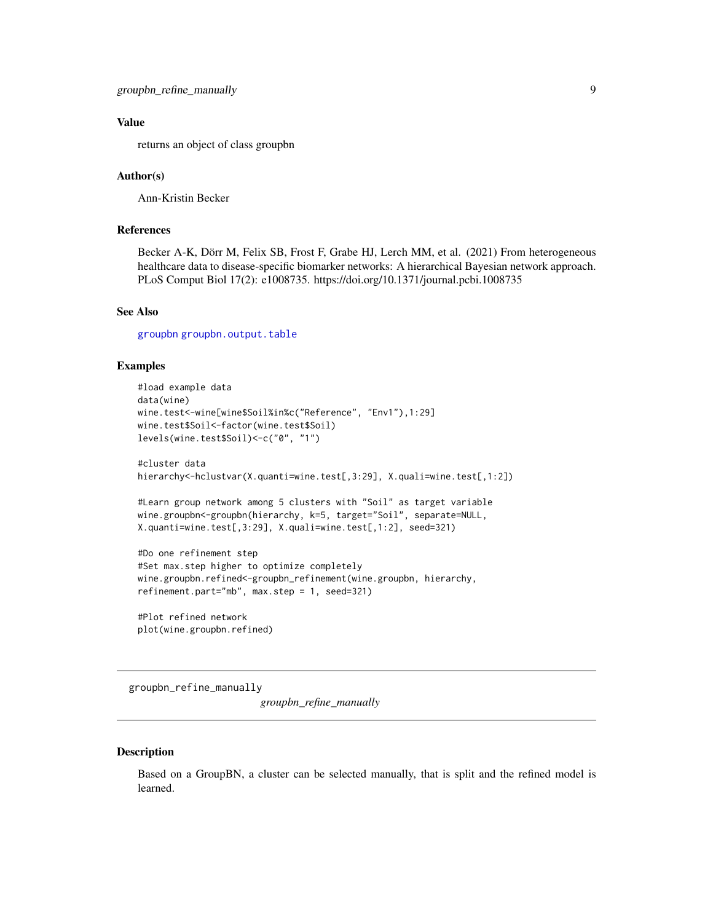### Value

returns an object of class groupbn

### Author(s)

Ann-Kristin Becker

### References

Becker A-K, Dörr M, Felix SB, Frost F, Grabe HJ, Lerch MM, et al. (2021) From heterogeneous healthcare data to disease-specific biomarker networks: A hierarchical Bayesian network approach. PLoS Comput Biol 17(2): e1008735. https://doi.org/10.1371/journal.pcbi.1008735

### See Also

groupbn groupbn.output.table

### Examples

```
#load example data
data(wine)
wine.test<-wine[wine$Soil%in%c("Reference", "Env1"),1:29]
wine.test$Soil<-factor(wine.test$Soil)
levels(wine.test$Soil)<-c("0", "1")

#cluster data
hierarchy<-hclustvar(X.quanti=wine.test[,3:29], X.quali=wine.test[,1:2])

#Learn group network among 5 clusters with "Soil" as target variable
wine.groupbn<-groupbn(hierarchy, k=5, target="Soil", separate=NULL,
X.quanti=wine.test[,3:29], X.quali=wine.test[,1:2], seed=321)

#Do one refinement step
#Set max.step higher to optimize completely
wine.groupbn.refined<-groupbn_refinement(wine.groupbn, hierarchy,
refinement.part="mb", max.step = 1, seed=321)

#Plot refined network
plot(wine.groupbn.refined)
```

---

## groupbn_refine_manually

*groupbn_refine_manually*

### Description

Based on a GroupBN, a cluster can be selected manually, that is split and the refined model is learned.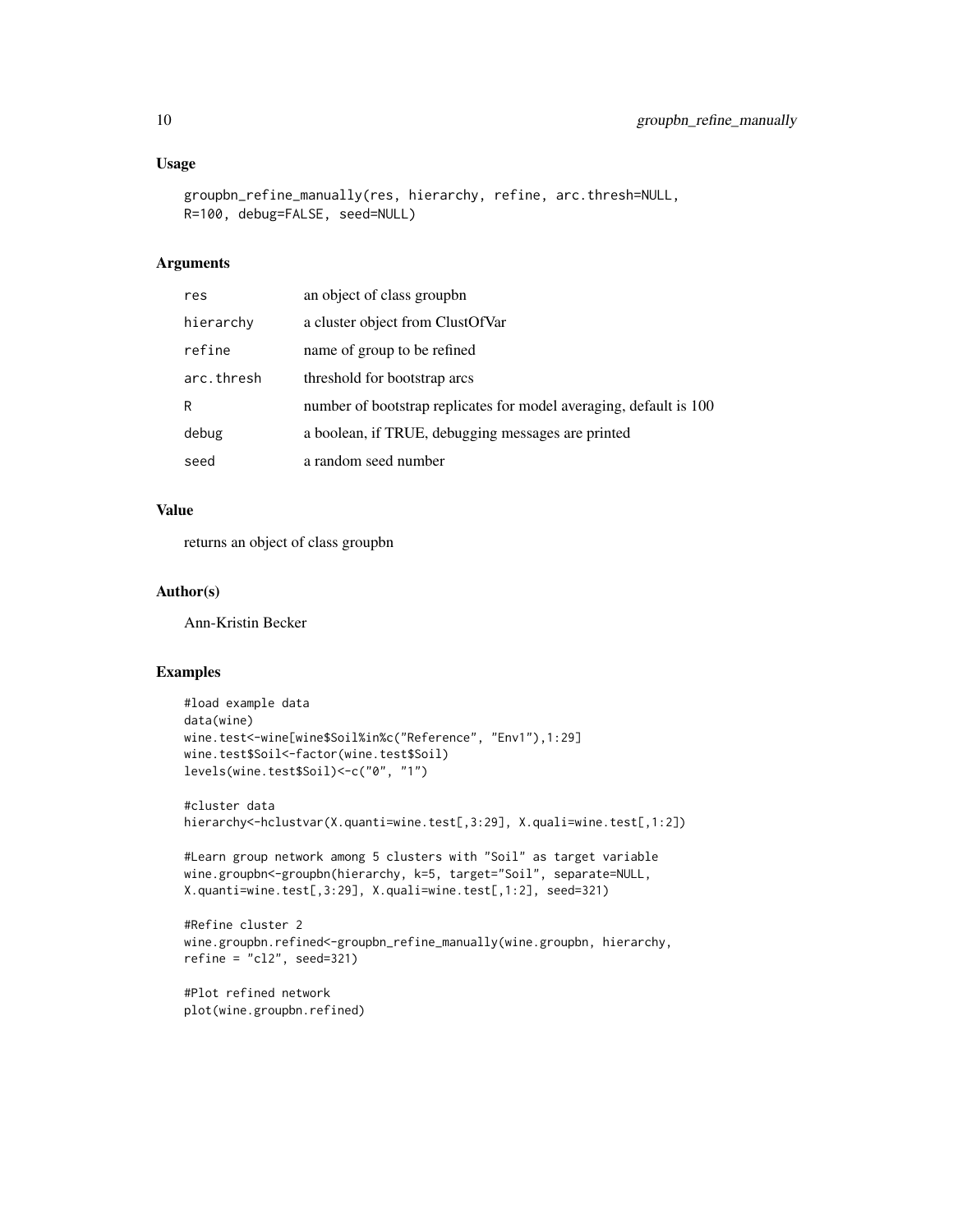### Usage

```
groupbn_refine_manually(res, hierarchy, refine, arc.thresh=NULL,
R=100, debug=FALSE, seed=NULL)
```

### Arguments

| | |
|---|---|
| res | an object of class groupbn |
| hierarchy | a cluster object from ClustOfVar |
| refine | name of group to be refined |
| arc.thresh | threshold for bootstrap arcs |
| R | number of bootstrap replicates for model averaging, default is 100 |
| debug | a boolean, if TRUE, debugging messages are printed |
| seed | a random seed number |

### Value

returns an object of class groupbn

### Author(s)

Ann-Kristin Becker

### Examples

```
#load example data
data(wine)
wine.test<-wine[wine$Soil%in%c("Reference", "Env1"),1:29]
wine.test$Soil<-factor(wine.test$Soil)
levels(wine.test$Soil)<-c("0", "1")

#cluster data
hierarchy<-hclustvar(X.quanti=wine.test[,3:29], X.quali=wine.test[,1:2])

#Learn group network among 5 clusters with "Soil" as target variable
wine.groupbn<-groupbn(hierarchy, k=5, target="Soil", separate=NULL,
X.quanti=wine.test[,3:29], X.quali=wine.test[,1:2], seed=321)

#Refine cluster 2
wine.groupbn.refined<-groupbn_refine_manually(wine.groupbn, hierarchy,
refine = "cl2", seed=321)

#Plot refined network
plot(wine.groupbn.refined)
```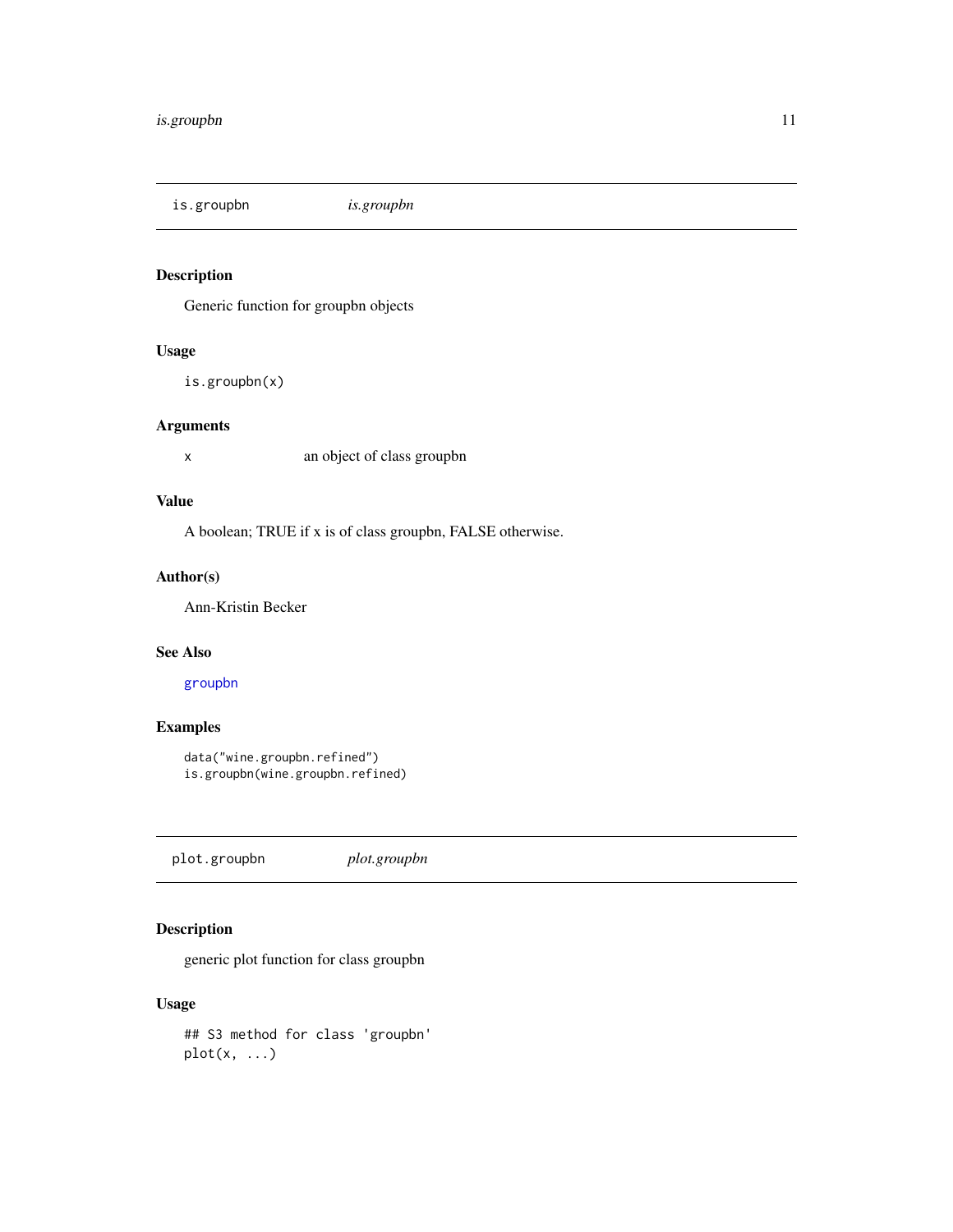## is.groupbn &nbsp;&nbsp;&nbsp;&nbsp; *is.groupbn*

### Description

Generic function for groupbn objects

### Usage

```
is.groupbn(x)
```

### Arguments

| | |
|---|---|
| x | an object of class groupbn |

### Value

A boolean; TRUE if x is of class groupbn, FALSE otherwise.

### Author(s)

Ann-Kristin Becker

### See Also

groupbn

### Examples

```
data("wine.groupbn.refined")
is.groupbn(wine.groupbn.refined)
```

## plot.groupbn &nbsp;&nbsp;&nbsp;&nbsp; *plot.groupbn*

### Description

generic plot function for class groupbn

### Usage

```
## S3 method for class 'groupbn'
plot(x, ...)
```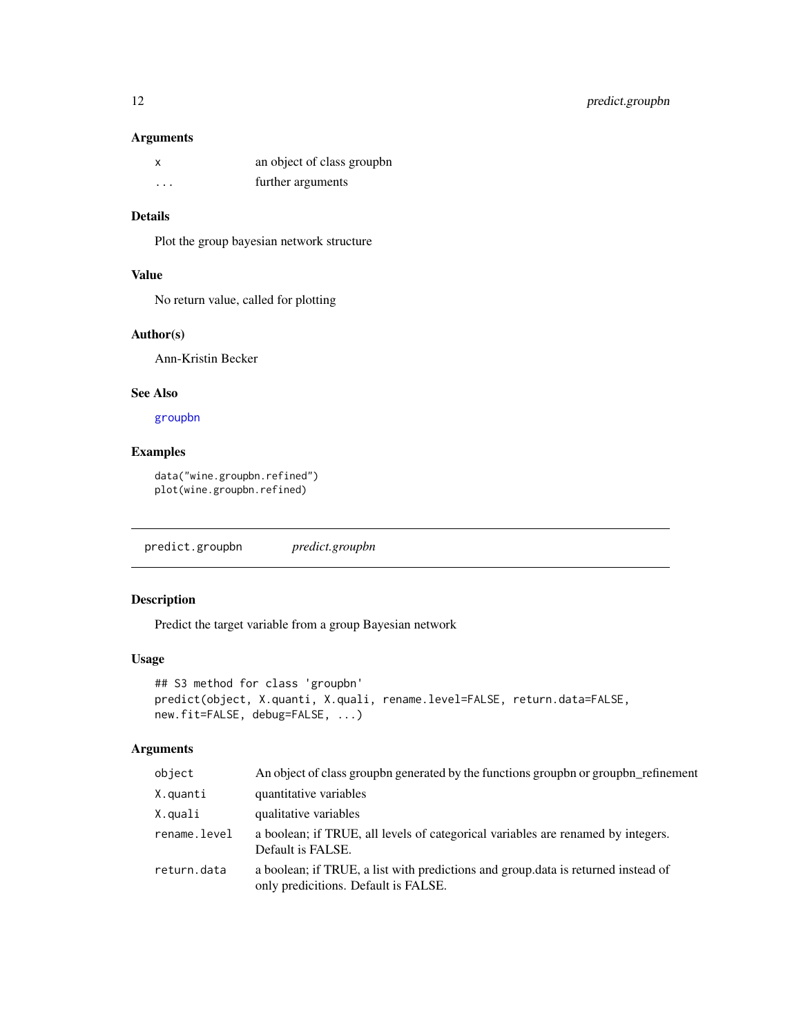### Arguments

| | |
|---|---|
| x | an object of class groupbn |
| ... | further arguments |

### Details

Plot the group bayesian network structure

### Value

No return value, called for plotting

### Author(s)

Ann-Kristin Becker

### See Also

groupbn

### Examples

```
data("wine.groupbn.refined")
plot(wine.groupbn.refined)
```

---

## predict.groupbn *predict.groupbn*

---

### Description

Predict the target variable from a group Bayesian network

### Usage

```
## S3 method for class 'groupbn'
predict(object, X.quanti, X.quali, rename.level=FALSE, return.data=FALSE,
new.fit=FALSE, debug=FALSE, ...)
```

### Arguments

| | |
|---|---|
| object | An object of class groupbn generated by the functions groupbn or groupbn_refinement |
| X.quanti | quantitative variables |
| X.quali | qualitative variables |
| rename.level | a boolean; if TRUE, all levels of categorical variables are renamed by integers. Default is FALSE. |
| return.data | a boolean; if TRUE, a list with predictions and group.data is returned instead of only predicitions. Default is FALSE. |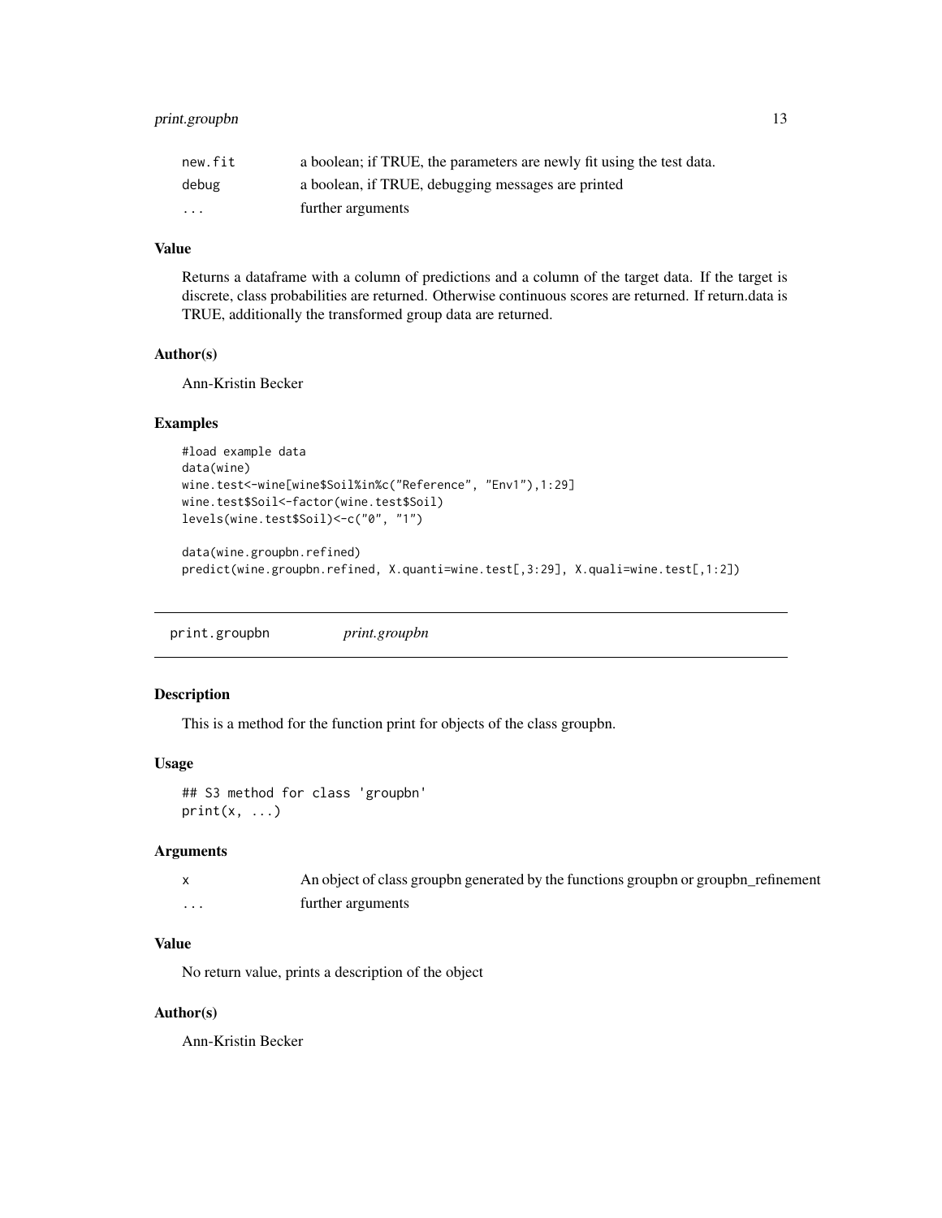| | |
|---|---|
| new.fit | a boolean; if TRUE, the parameters are newly fit using the test data. |
| debug | a boolean, if TRUE, debugging messages are printed |
| ... | further arguments |

### Value

Returns a dataframe with a column of predictions and a column of the target data. If the target is discrete, class probabilities are returned. Otherwise continuous scores are returned. If return.data is TRUE, additionally the transformed group data are returned.

### Author(s)

Ann-Kristin Becker

### Examples

```
#load example data
data(wine)
wine.test<-wine[wine$Soil%in%c("Reference", "Env1"),1:29]
wine.test$Soil<-factor(wine.test$Soil)
levels(wine.test$Soil)<-c("0", "1")

data(wine.groupbn.refined)
predict(wine.groupbn.refined, X.quanti=wine.test[,3:29], X.quali=wine.test[,1:2])
```

---

## print.groupbn *print.groupbn*

### Description

This is a method for the function print for objects of the class groupbn.

### Usage

```
## S3 method for class 'groupbn'
print(x, ...)
```

### Arguments

| | |
|---|---|
| x | An object of class groupbn generated by the functions groupbn or groupbn_refinement |
| ... | further arguments |

### Value

No return value, prints a description of the object

### Author(s)

Ann-Kristin Becker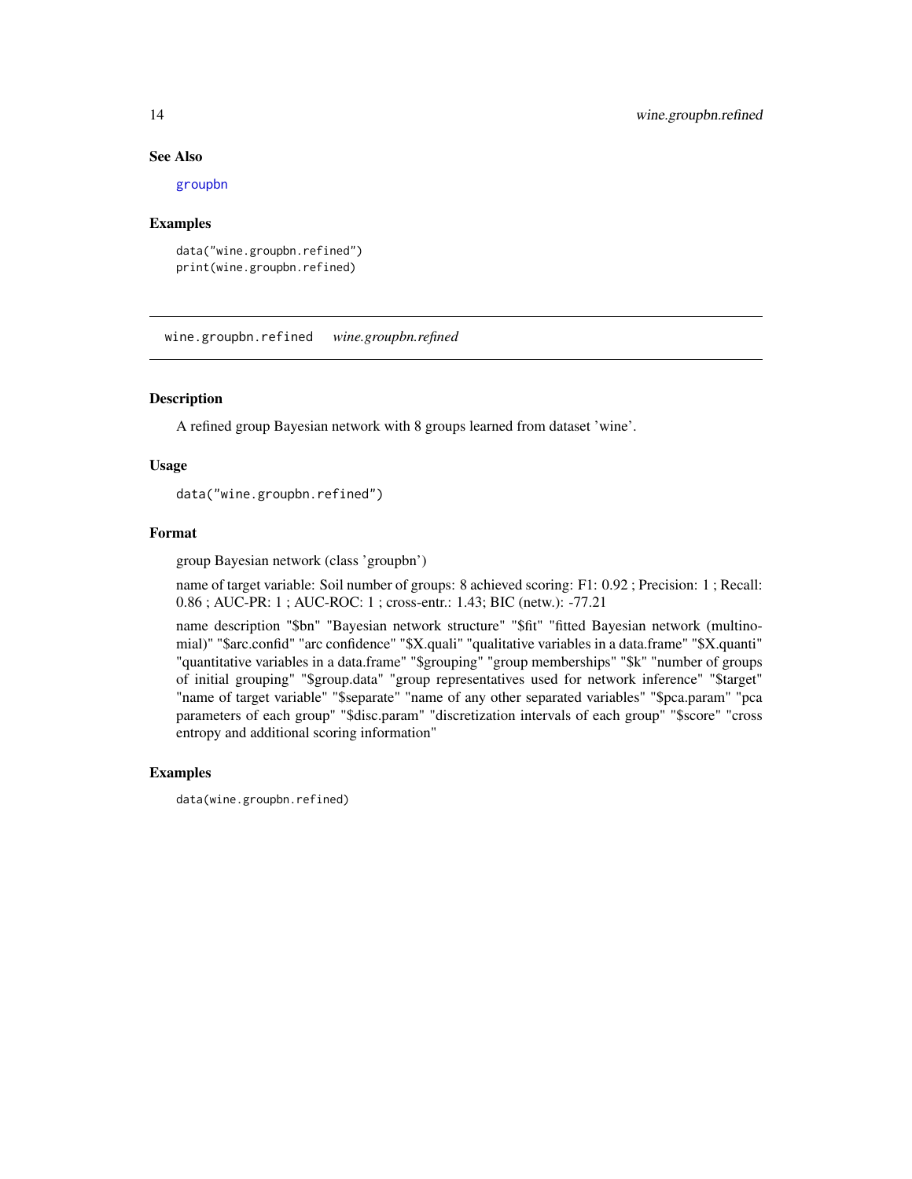### See Also

groupbn

### Examples

```
data("wine.groupbn.refined")
print(wine.groupbn.refined)
```

---

## wine.groupbn.refined    *wine.groupbn.refined*

---

### Description

A refined group Bayesian network with 8 groups learned from dataset 'wine'.

### Usage

```
data("wine.groupbn.refined")
```

### Format

group Bayesian network (class 'groupbn')

name of target variable: Soil number of groups: 8 achieved scoring: F1: 0.92 ; Precision: 1 ; Recall: 0.86 ; AUC-PR: 1 ; AUC-ROC: 1 ; cross-entr.: 1.43; BIC (netw.): -77.21

name description "$bn" "Bayesian network structure" "$fit" "fitted Bayesian network (multinomial)" "$arc.confid" "arc confidence" "$X.quali" "qualitative variables in a data.frame" "$X.quanti" "quantitative variables in a data.frame" "$grouping" "group memberships" "$k" "number of groups of initial grouping" "$group.data" "group representatives used for network inference" "$target" "name of target variable" "$separate" "name of any other separated variables" "$pca.param" "pca parameters of each group" "$disc.param" "discretization intervals of each group" "$score" "cross entropy and additional scoring information"

### Examples

```
data(wine.groupbn.refined)
```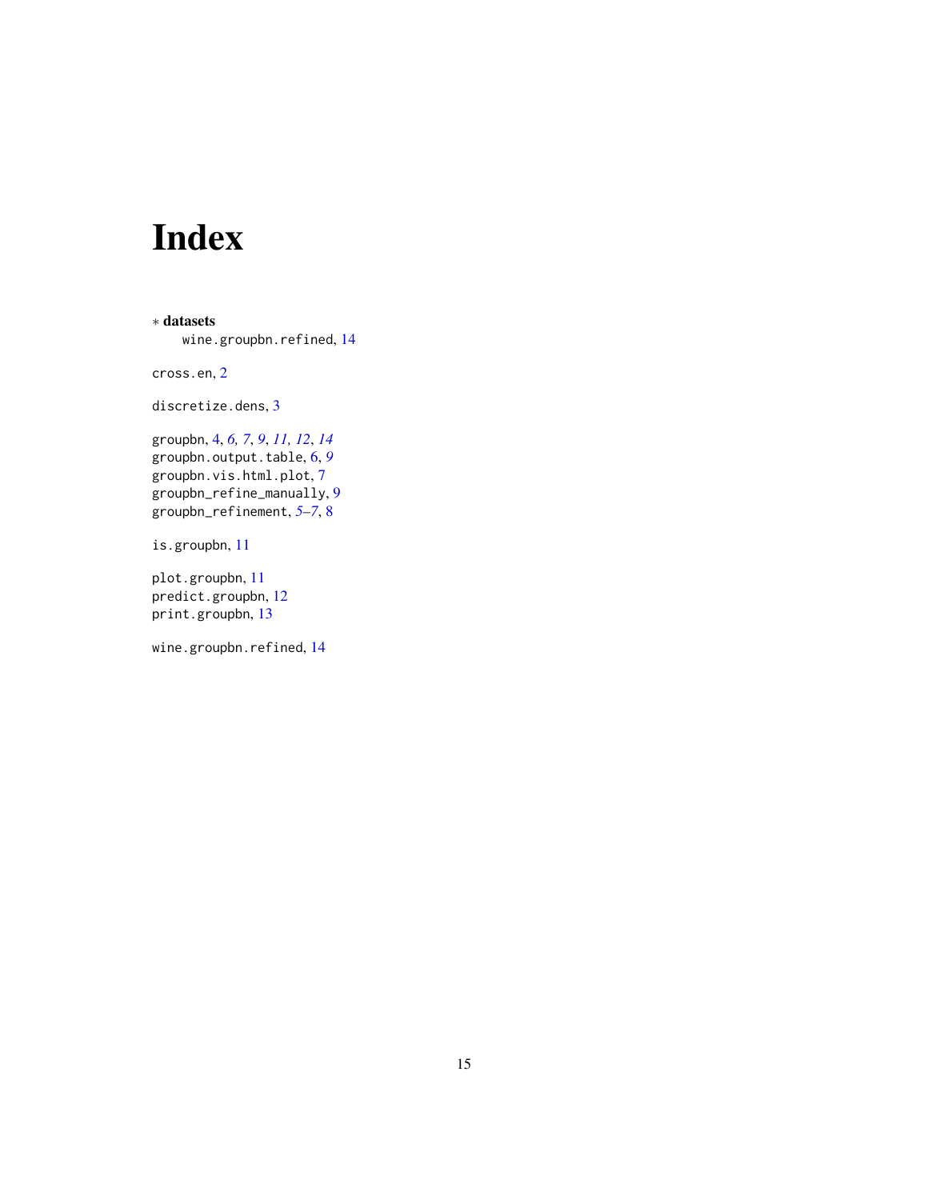# Index

∗ **datasets**

    wine.groupbn.refined, 14

cross.en, 2

discretize.dens, 3

groupbn, 4, *6, 7*, *9*, *11, 12*, *14*
groupbn.output.table, 6, *9*
groupbn.vis.html.plot, 7
groupbn_refine_manually, 9
groupbn_refinement, *5–7*, 8

is.groupbn, 11

plot.groupbn, 11
predict.groupbn, 12
print.groupbn, 13

wine.groupbn.refined, 14